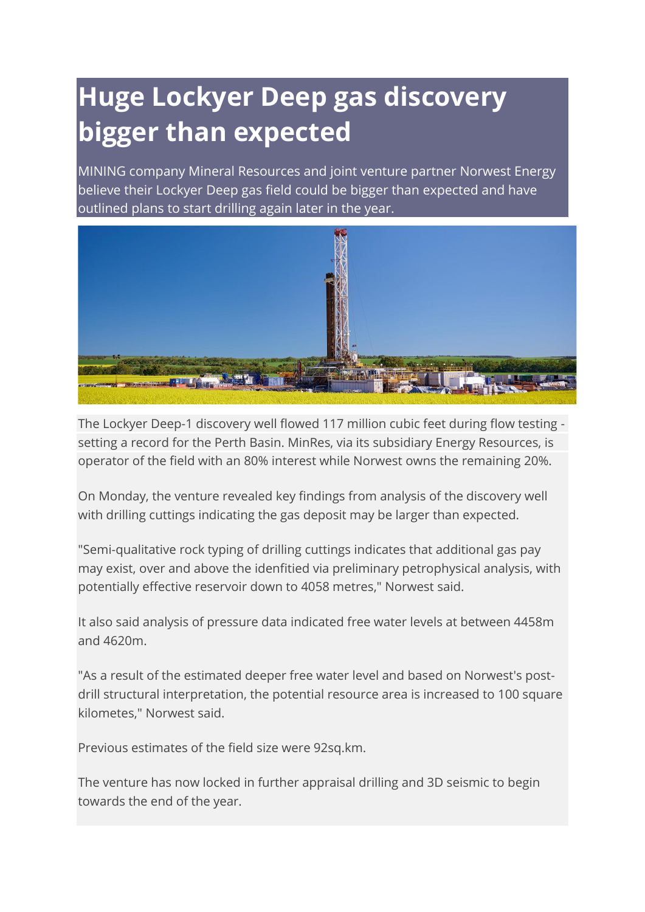# Huge Lockyer Deep gas discovery bigger than expected

MINING company Mineral Resources and joint venture partner Norwest Energy believe their Lockyer Deep gas field could be bigger than expected and have outlined plans to start drilling again later in the year.

The Lockyer Deep-1 discovery well flowed 117 million cubic feet during flow testing - setting a record for the Perth Basin. MinRes, via its subsidiary Energy Resources, is operator of the field with an 80% interest while Norwest owns the remaining 20%.

On Monday, the venture revealed key findings from analysis of the discovery well with drilling cuttings indicating the gas deposit may be larger than expected.

"Semi-qualitative rock typing of drilling cuttings indicates that additional gas pay may exist, over and above the idenfitied via preliminary petrophysical analysis, with potentially effective reservoir down to 4058 metres," Norwest said.

It also said analysis of pressure data indicated free water levels at between 4458m and 4620m.

"As a result of the estimated deeper free water level and based on Norwest's post-drill structural interpretation, the potential resource area is increased to 100 square kilometes," Norwest said.

Previous estimates of the field size were 92sq.km.

The venture has now locked in further appraisal drilling and 3D seismic to begin towards the end of the year.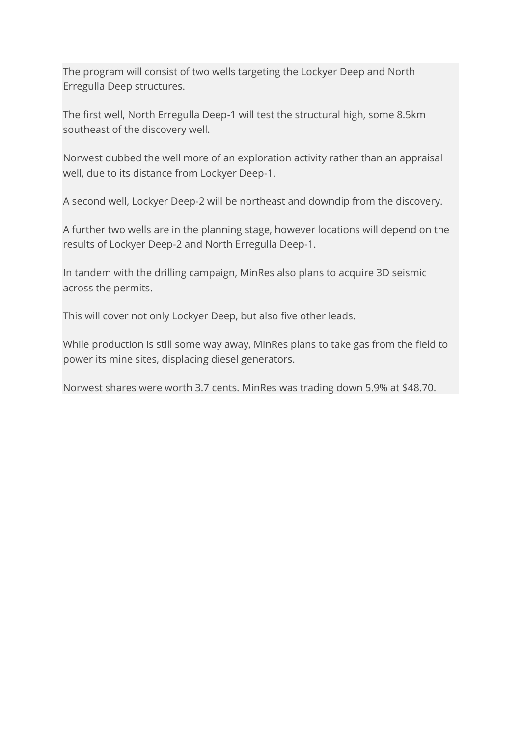The program will consist of two wells targeting the Lockyer Deep and North Erregulla Deep structures.

The first well, North Erregulla Deep-1 will test the structural high, some 8.5km southeast of the discovery well.

Norwest dubbed the well more of an exploration activity rather than an appraisal well, due to its distance from Lockyer Deep-1.

A second well, Lockyer Deep-2 will be northeast and downdip from the discovery.

A further two wells are in the planning stage, however locations will depend on the results of Lockyer Deep-2 and North Erregulla Deep-1.

In tandem with the drilling campaign, MinRes also plans to acquire 3D seismic across the permits.

This will cover not only Lockyer Deep, but also five other leads.

While production is still some way away, MinRes plans to take gas from the field to power its mine sites, displacing diesel generators.

Norwest shares were worth 3.7 cents. MinRes was trading down 5.9% at $48.70.